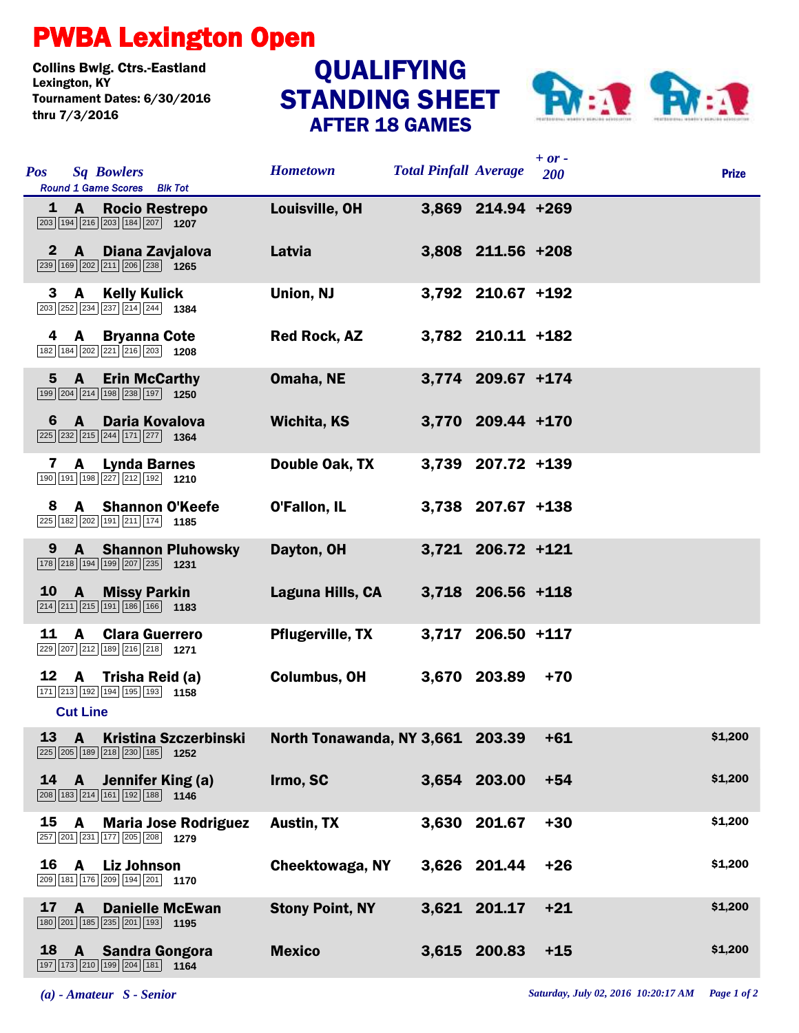# PWBA Lexington Open

Collins Bwlg. Ctrs.-Eastland
Lexington, KY
Tournament Dates: 6/30/2016 thru 7/3/2016

## QUALIFYING STANDING SHEET
### AFTER 18 GAMES

| Pos | Sq | Bowlers | Round 1 Game Scores | Blk Tot | Hometown | Total Pinfall | Average | + or - 200 | Prize |
|---|---|---|---|---|---|---|---|---|---|
| 1 | A | Rocio Restrepo | 203 194 216 203 184 207 | 1207 | Louisville, OH | 3,869 | 214.94 | +269 | |
| 2 | A | Diana Zavjalova | 239 169 202 211 206 238 | 1265 | Latvia | 3,808 | 211.56 | +208 | |
| 3 | A | Kelly Kulick | 203 252 234 237 214 244 | 1384 | Union, NJ | 3,792 | 210.67 | +192 | |
| 4 | A | Bryanna Cote | 182 184 202 221 216 203 | 1208 | Red Rock, AZ | 3,782 | 210.11 | +182 | |
| 5 | A | Erin McCarthy | 199 204 214 198 238 197 | 1250 | Omaha, NE | 3,774 | 209.67 | +174 | |
| 6 | A | Daria Kovalova | 225 232 215 244 171 277 | 1364 | Wichita, KS | 3,770 | 209.44 | +170 | |
| 7 | A | Lynda Barnes | 190 191 198 227 212 192 | 1210 | Double Oak, TX | 3,739 | 207.72 | +139 | |
| 8 | A | Shannon O'Keefe | 225 182 202 191 211 174 | 1185 | O'Fallon, IL | 3,738 | 207.67 | +138 | |
| 9 | A | Shannon Pluhowsky | 178 218 194 199 207 235 | 1231 | Dayton, OH | 3,721 | 206.72 | +121 | |
| 10 | A | Missy Parkin | 214 211 215 191 186 166 | 1183 | Laguna Hills, CA | 3,718 | 206.56 | +118 | |
| 11 | A | Clara Guerrero | 229 207 212 189 216 218 | 1271 | Pflugerville, TX | 3,717 | 206.50 | +117 | |
| 12 | A | Trisha Reid (a) | 171 213 192 194 195 193 | 1158 | Columbus, OH | 3,670 | 203.89 | +70 | |
| **Cut Line** | | | | | | | | | |
| 13 | A | Kristina Szczerbinski | 225 205 189 218 230 185 | 1252 | North Tonawanda, NY | 3,661 | 203.39 | +61 | $1,200 |
| 14 | A | Jennifer King (a) | 208 183 214 161 192 188 | 1146 | Irmo, SC | 3,654 | 203.00 | +54 | $1,200 |
| 15 | A | Maria Jose Rodriguez | 257 201 231 177 205 208 | 1279 | Austin, TX | 3,630 | 201.67 | +30 | $1,200 |
| 16 | A | Liz Johnson | 209 181 176 209 194 201 | 1170 | Cheektowaga, NY | 3,626 | 201.44 | +26 | $1,200 |
| 17 | A | Danielle McEwan | 180 201 185 235 201 193 | 1195 | Stony Point, NY | 3,621 | 201.17 | +21 | $1,200 |
| 18 | A | Sandra Gongora | 197 173 210 199 204 181 | 1164 | Mexico | 3,615 | 200.83 | +15 | $1,200 |

*(a) - Amateur S - Senior*

*Saturday, July 02, 2016 10:20:17 AM*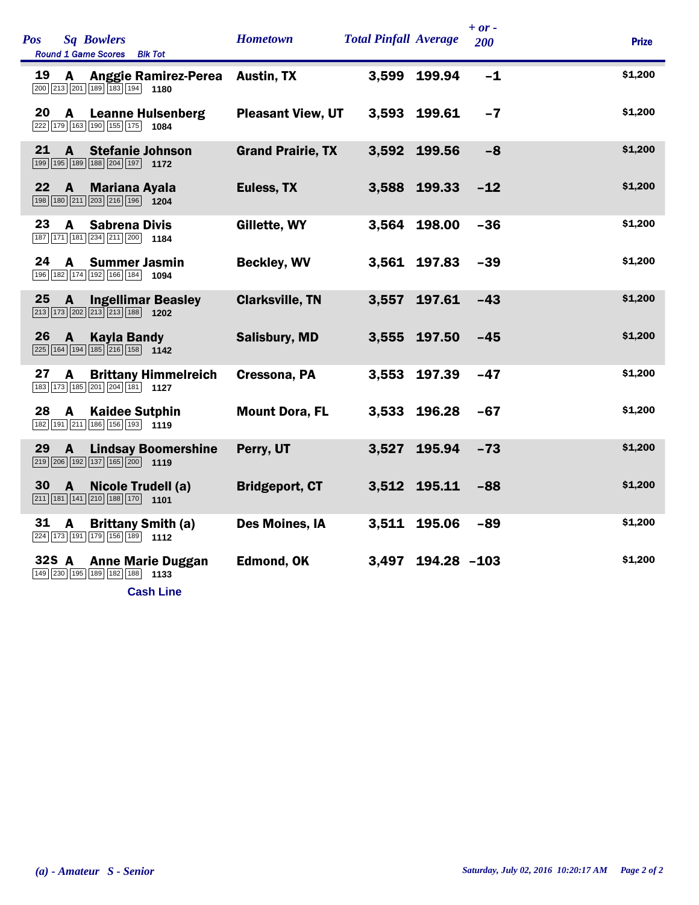| Pos | Sq | Bowlers | Round 1 Game Scores | Blk Tot | Hometown | Total Pinfall | Average | + or - 200 | Prize |
|---|---|---|---|---|---|---|---|---|---|
| 19 | A | Anggie Ramirez-Perea | 200 213 201 189 183 194 | 1180 | Austin, TX | 3,599 | 199.94 | -1 | $1,200 |
| 20 | A | Leanne Hulsenberg | 222 179 163 190 155 175 | 1084 | Pleasant View, UT | 3,593 | 199.61 | -7 | $1,200 |
| 21 | A | Stefanie Johnson | 199 195 189 188 204 197 | 1172 | Grand Prairie, TX | 3,592 | 199.56 | -8 | $1,200 |
| 22 | A | Mariana Ayala | 198 180 211 203 216 196 | 1204 | Euless, TX | 3,588 | 199.33 | -12 | $1,200 |
| 23 | A | Sabrena Divis | 187 171 181 234 211 200 | 1184 | Gillette, WY | 3,564 | 198.00 | -36 | $1,200 |
| 24 | A | Summer Jasmin | 196 182 174 192 166 184 | 1094 | Beckley, WV | 3,561 | 197.83 | -39 | $1,200 |
| 25 | A | Ingellimar Beasley | 213 173 202 213 213 188 | 1202 | Clarksville, TN | 3,557 | 197.61 | -43 | $1,200 |
| 26 | A | Kayla Bandy | 225 164 194 185 216 158 | 1142 | Salisbury, MD | 3,555 | 197.50 | -45 | $1,200 |
| 27 | A | Brittany Himmelreich | 183 173 185 201 204 181 | 1127 | Cressona, PA | 3,553 | 197.39 | -47 | $1,200 |
| 28 | A | Kaidee Sutphin | 182 191 211 186 156 193 | 1119 | Mount Dora, FL | 3,533 | 196.28 | -67 | $1,200 |
| 29 | A | Lindsay Boomershine | 219 206 192 137 165 200 | 1119 | Perry, UT | 3,527 | 195.94 | -73 | $1,200 |
| 30 | A | Nicole Trudell (a) | 211 181 141 210 188 170 | 1101 | Bridgeport, CT | 3,512 | 195.11 | -88 | $1,200 |
| 31 | A | Brittany Smith (a) | 224 173 191 179 156 189 | 1112 | Des Moines, IA | 3,511 | 195.06 | -89 | $1,200 |
| 32S | A | Anne Marie Duggan | 149 230 195 189 182 188 | 1133 | Edmond, OK | 3,497 | 194.28 | -103 | $1,200 |

**Cash Line**

*(a) - Amateur S - Senior*

*Saturday, July 02, 2016 10:20:17 AM*